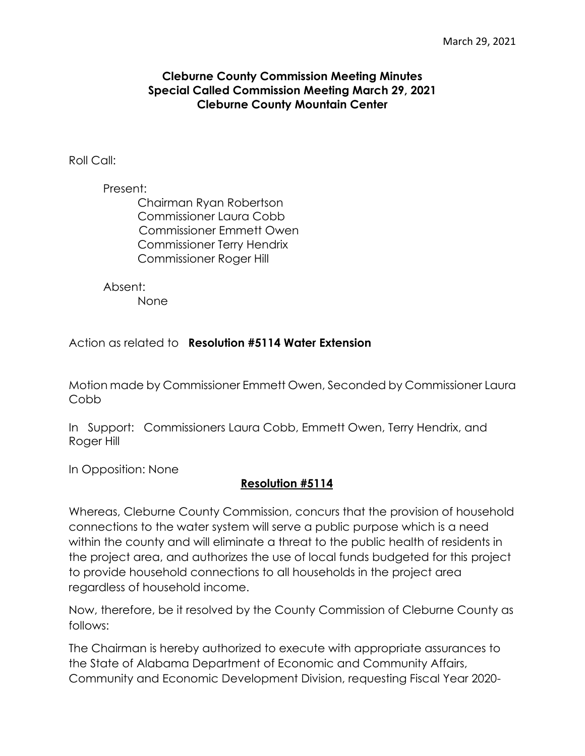March 29, 2021

**Cleburne County Commission Meeting Minutes**
**Special Called Commission Meeting March 29, 2021**
**Cleburne County Mountain Center**

Roll Call:

Present:
- Chairman Ryan Robertson
- Commissioner Laura Cobb
- Commissioner Emmett Owen
- Commissioner Terry Hendrix
- Commissioner Roger Hill

Absent:
- None

Action as related to **Resolution #5114 Water Extension**

Motion made by Commissioner Emmett Owen, Seconded by Commissioner Laura Cobb

In Support: Commissioners Laura Cobb, Emmett Owen, Terry Hendrix, and Roger Hill

In Opposition: None

**Resolution #5114**

Whereas, Cleburne County Commission, concurs that the provision of household connections to the water system will serve a public purpose which is a need within the county and will eliminate a threat to the public health of residents in the project area, and authorizes the use of local funds budgeted for this project to provide household connections to all households in the project area regardless of household income.

Now, therefore, be it resolved by the County Commission of Cleburne County as follows:

The Chairman is hereby authorized to execute with appropriate assurances to the State of Alabama Department of Economic and Community Affairs, Community and Economic Development Division, requesting Fiscal Year 2020-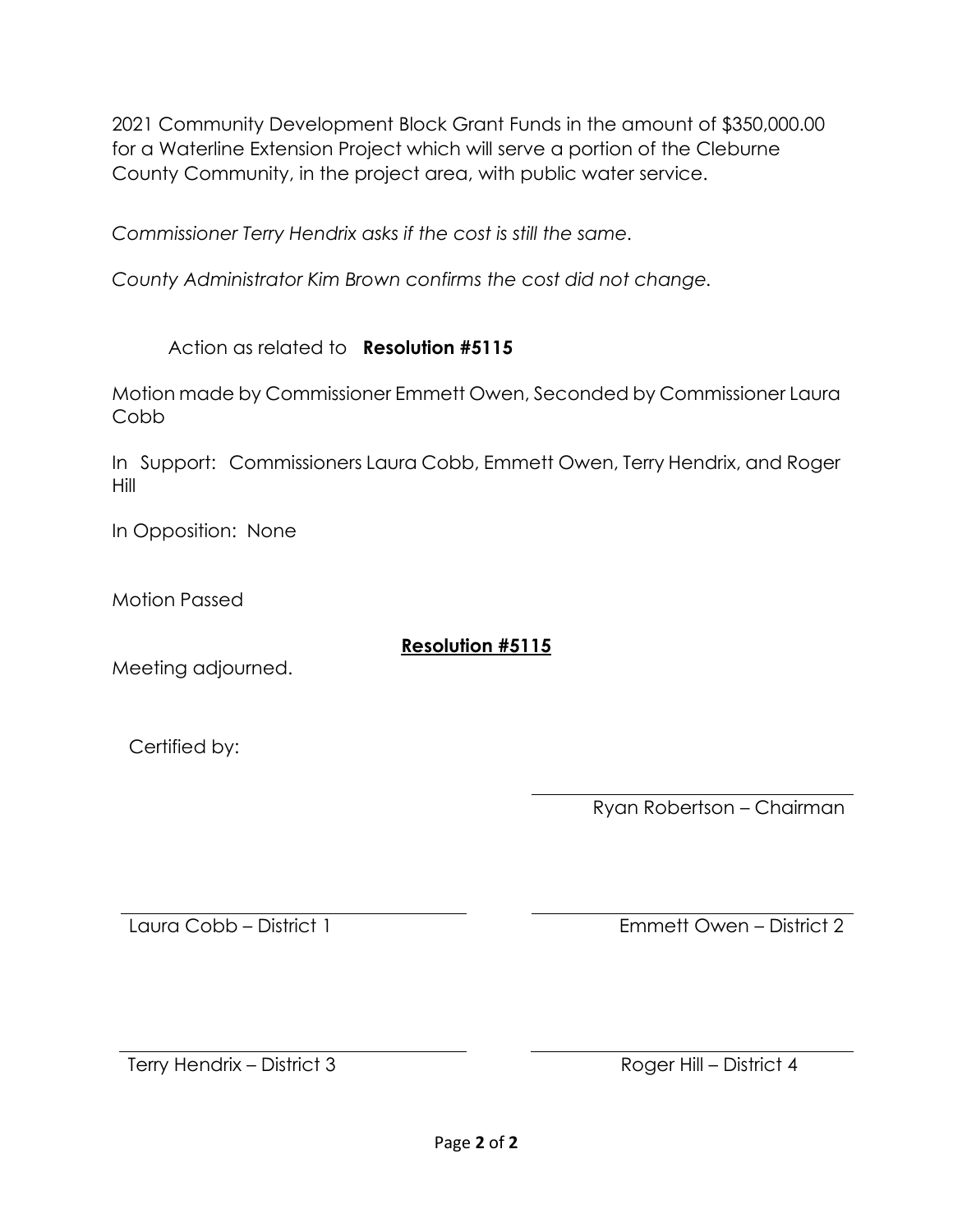2021 Community Development Block Grant Funds in the amount of $350,000.00 for a Waterline Extension Project which will serve a portion of the Cleburne County Community, in the project area, with public water service.

*Commissioner Terry Hendrix asks if the cost is still the same.*

*County Administrator Kim Brown confirms the cost did not change.*

Action as related to **Resolution #5115**

Motion made by Commissioner Emmett Owen, Seconded by Commissioner Laura Cobb

In Support: Commissioners Laura Cobb, Emmett Owen, Terry Hendrix, and Roger Hill

In Opposition: None

Motion Passed

**Resolution #5115**

Meeting adjourned.

Certified by:

Ryan Robertson – Chairman

Laura Cobb – District 1

Emmett Owen – District 2

Terry Hendrix – District 3

Roger Hill – District 4